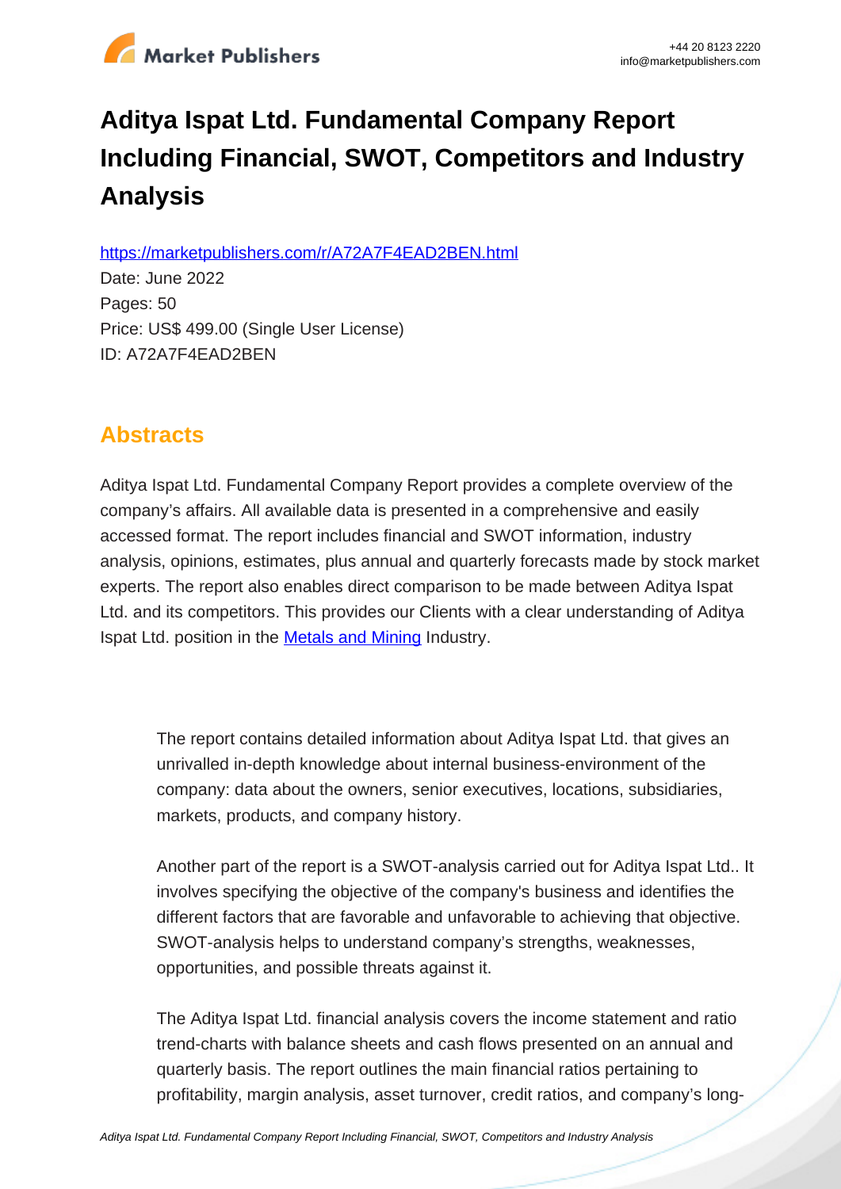# Aditya Ispat Ltd. Fundamental Company Report Including Financial, SWOT, Competitors and Industry Analysis

https://marketpublishers.com/r/A72A7F4EAD2BEN.html

Date: June 2022

Pages: 50

Price: US$ 499.00 (Single User License)

ID: A72A7F4EAD2BEN

## Abstracts

Aditya Ispat Ltd. Fundamental Company Report provides a complete overview of the company's affairs. All available data is presented in a comprehensive and easily accessed format. The report includes financial and SWOT information, industry analysis, opinions, estimates, plus annual and quarterly forecasts made by stock market experts. The report also enables direct comparison to be made between Aditya Ispat Ltd. and its competitors. This provides our Clients with a clear understanding of Aditya Ispat Ltd. position in the Metals and Mining Industry.

The report contains detailed information about Aditya Ispat Ltd. that gives an unrivalled in-depth knowledge about internal business-environment of the company: data about the owners, senior executives, locations, subsidiaries, markets, products, and company history.

Another part of the report is a SWOT-analysis carried out for Aditya Ispat Ltd.. It involves specifying the objective of the company's business and identifies the different factors that are favorable and unfavorable to achieving that objective. SWOT-analysis helps to understand company's strengths, weaknesses, opportunities, and possible threats against it.

The Aditya Ispat Ltd. financial analysis covers the income statement and ratio trend-charts with balance sheets and cash flows presented on an annual and quarterly basis. The report outlines the main financial ratios pertaining to profitability, margin analysis, asset turnover, credit ratios, and company's long-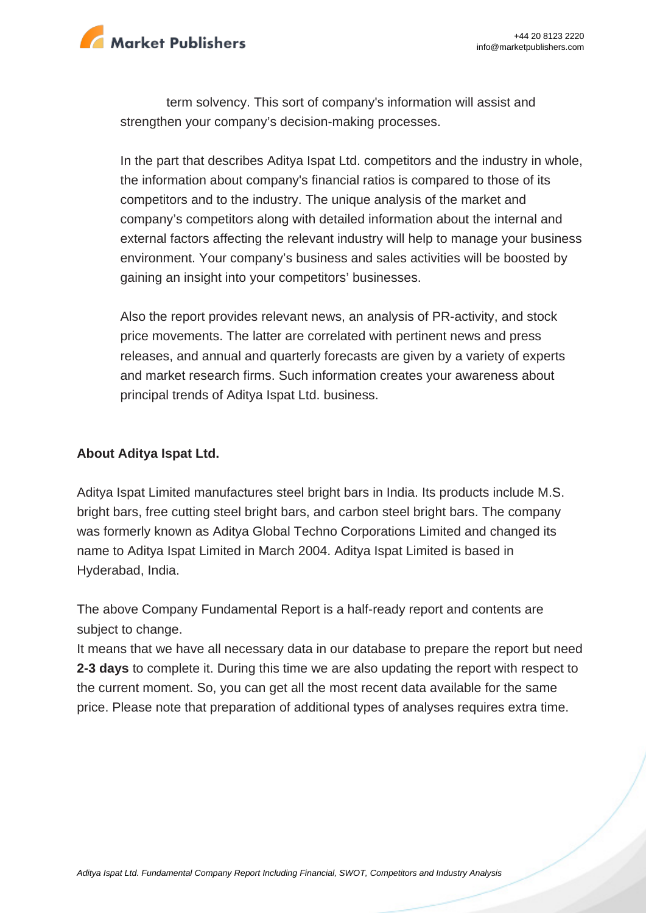term solvency. This sort of company's information will assist and strengthen your company's decision-making processes.

In the part that describes Aditya Ispat Ltd. competitors and the industry in whole, the information about company's financial ratios is compared to those of its competitors and to the industry. The unique analysis of the market and company's competitors along with detailed information about the internal and external factors affecting the relevant industry will help to manage your business environment. Your company's business and sales activities will be boosted by gaining an insight into your competitors' businesses.

Also the report provides relevant news, an analysis of PR-activity, and stock price movements. The latter are correlated with pertinent news and press releases, and annual and quarterly forecasts are given by a variety of experts and market research firms. Such information creates your awareness about principal trends of Aditya Ispat Ltd. business.

**About Aditya Ispat Ltd.**

Aditya Ispat Limited manufactures steel bright bars in India. Its products include M.S. bright bars, free cutting steel bright bars, and carbon steel bright bars. The company was formerly known as Aditya Global Techno Corporations Limited and changed its name to Aditya Ispat Limited in March 2004. Aditya Ispat Limited is based in Hyderabad, India.

The above Company Fundamental Report is a half-ready report and contents are subject to change.
It means that we have all necessary data in our database to prepare the report but need **2-3 days** to complete it. During this time we are also updating the report with respect to the current moment. So, you can get all the most recent data available for the same price. Please note that preparation of additional types of analyses requires extra time.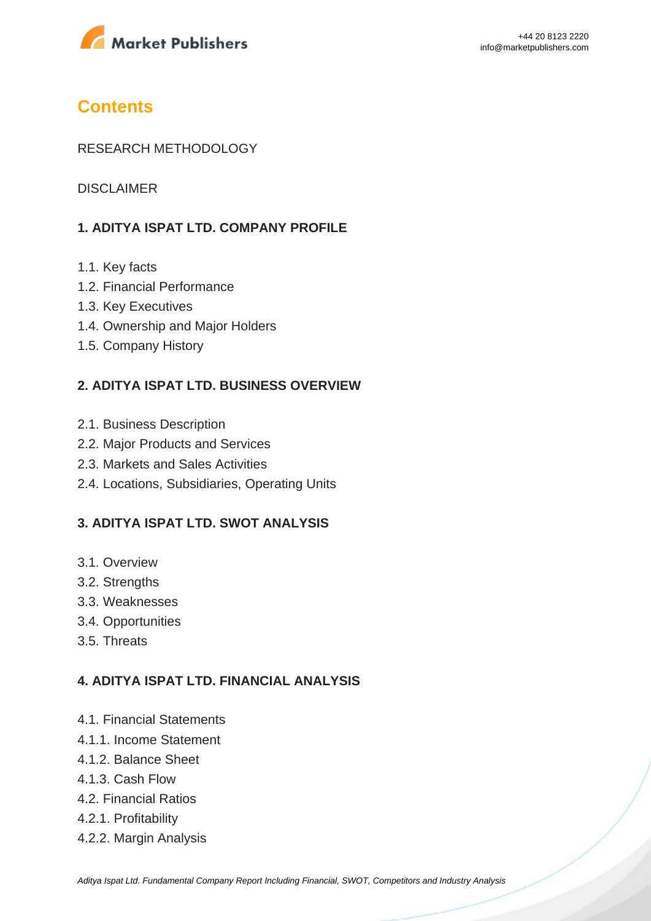# Contents

RESEARCH METHODOLOGY

DISCLAIMER

### 1. ADITYA ISPAT LTD. COMPANY PROFILE

1.1. Key facts
1.2. Financial Performance
1.3. Key Executives
1.4. Ownership and Major Holders
1.5. Company History

### 2. ADITYA ISPAT LTD. BUSINESS OVERVIEW

2.1. Business Description
2.2. Major Products and Services
2.3. Markets and Sales Activities
2.4. Locations, Subsidiaries, Operating Units

### 3. ADITYA ISPAT LTD. SWOT ANALYSIS

3.1. Overview
3.2. Strengths
3.3. Weaknesses
3.4. Opportunities
3.5. Threats

### 4. ADITYA ISPAT LTD. FINANCIAL ANALYSIS

4.1. Financial Statements
4.1.1. Income Statement
4.1.2. Balance Sheet
4.1.3. Cash Flow
4.2. Financial Ratios
4.2.1. Profitability
4.2.2. Margin Analysis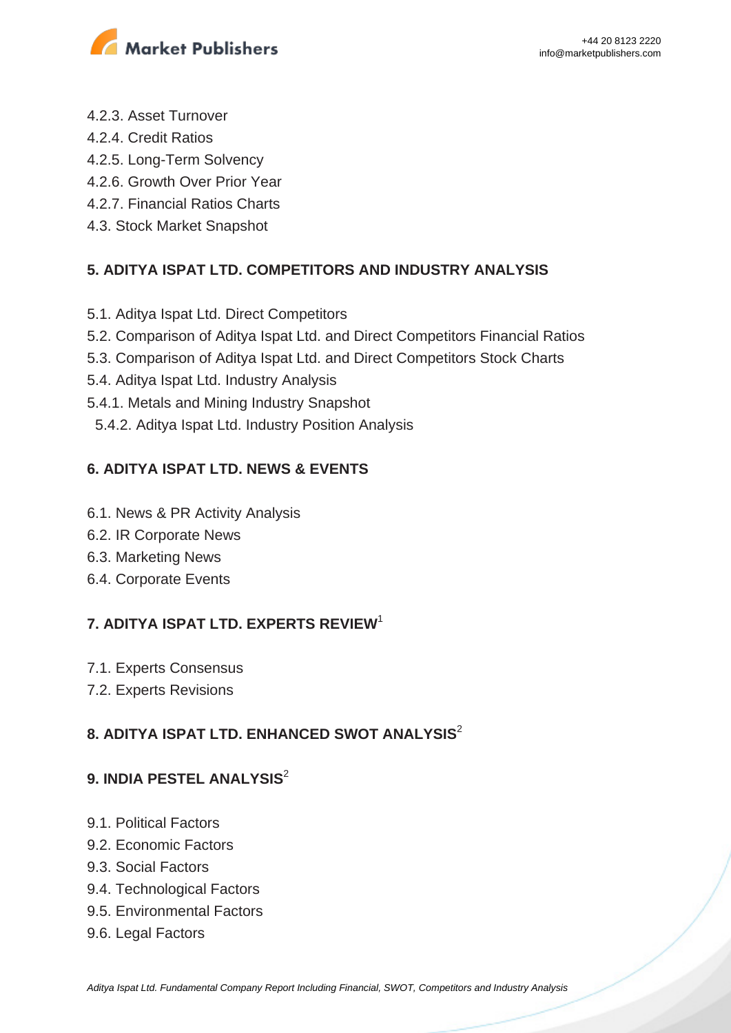4.2.3. Asset Turnover
4.2.4. Credit Ratios
4.2.5. Long-Term Solvency
4.2.6. Growth Over Prior Year
4.2.7. Financial Ratios Charts
4.3. Stock Market Snapshot

## 5. ADITYA ISPAT LTD. COMPETITORS AND INDUSTRY ANALYSIS

5.1. Aditya Ispat Ltd. Direct Competitors
5.2. Comparison of Aditya Ispat Ltd. and Direct Competitors Financial Ratios
5.3. Comparison of Aditya Ispat Ltd. and Direct Competitors Stock Charts
5.4. Aditya Ispat Ltd. Industry Analysis
5.4.1. Metals and Mining Industry Snapshot
5.4.2. Aditya Ispat Ltd. Industry Position Analysis

## 6. ADITYA ISPAT LTD. NEWS & EVENTS

6.1. News & PR Activity Analysis
6.2. IR Corporate News
6.3. Marketing News
6.4. Corporate Events

## 7. ADITYA ISPAT LTD. EXPERTS REVIEW[1]

7.1. Experts Consensus
7.2. Experts Revisions

## 8. ADITYA ISPAT LTD. ENHANCED SWOT ANALYSIS[2]

## 9. INDIA PESTEL ANALYSIS[2]

9.1. Political Factors
9.2. Economic Factors
9.3. Social Factors
9.4. Technological Factors
9.5. Environmental Factors
9.6. Legal Factors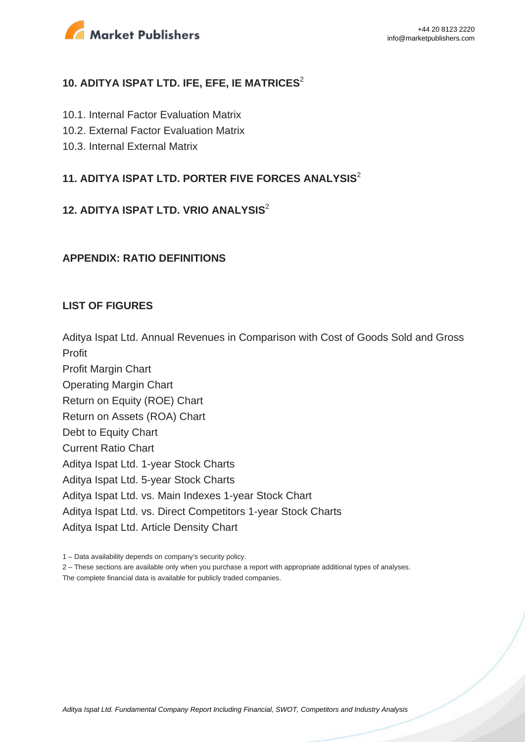## 10. ADITYA ISPAT LTD. IFE, EFE, IE MATRICES[2]

10.1. Internal Factor Evaluation Matrix
10.2. External Factor Evaluation Matrix
10.3. Internal External Matrix

## 11. ADITYA ISPAT LTD. PORTER FIVE FORCES ANALYSIS[2]

## 12. ADITYA ISPAT LTD. VRIO ANALYSIS[2]

## APPENDIX: RATIO DEFINITIONS

## LIST OF FIGURES

Aditya Ispat Ltd. Annual Revenues in Comparison with Cost of Goods Sold and Gross Profit
Profit Margin Chart
Operating Margin Chart
Return on Equity (ROE) Chart
Return on Assets (ROA) Chart
Debt to Equity Chart
Current Ratio Chart
Aditya Ispat Ltd. 1-year Stock Charts
Aditya Ispat Ltd. 5-year Stock Charts
Aditya Ispat Ltd. vs. Main Indexes 1-year Stock Chart
Aditya Ispat Ltd. vs. Direct Competitors 1-year Stock Charts
Aditya Ispat Ltd. Article Density Chart

1 – Data availability depends on company's security policy.
2 – These sections are available only when you purchase a report with appropriate additional types of analyses.
The complete financial data is available for publicly traded companies.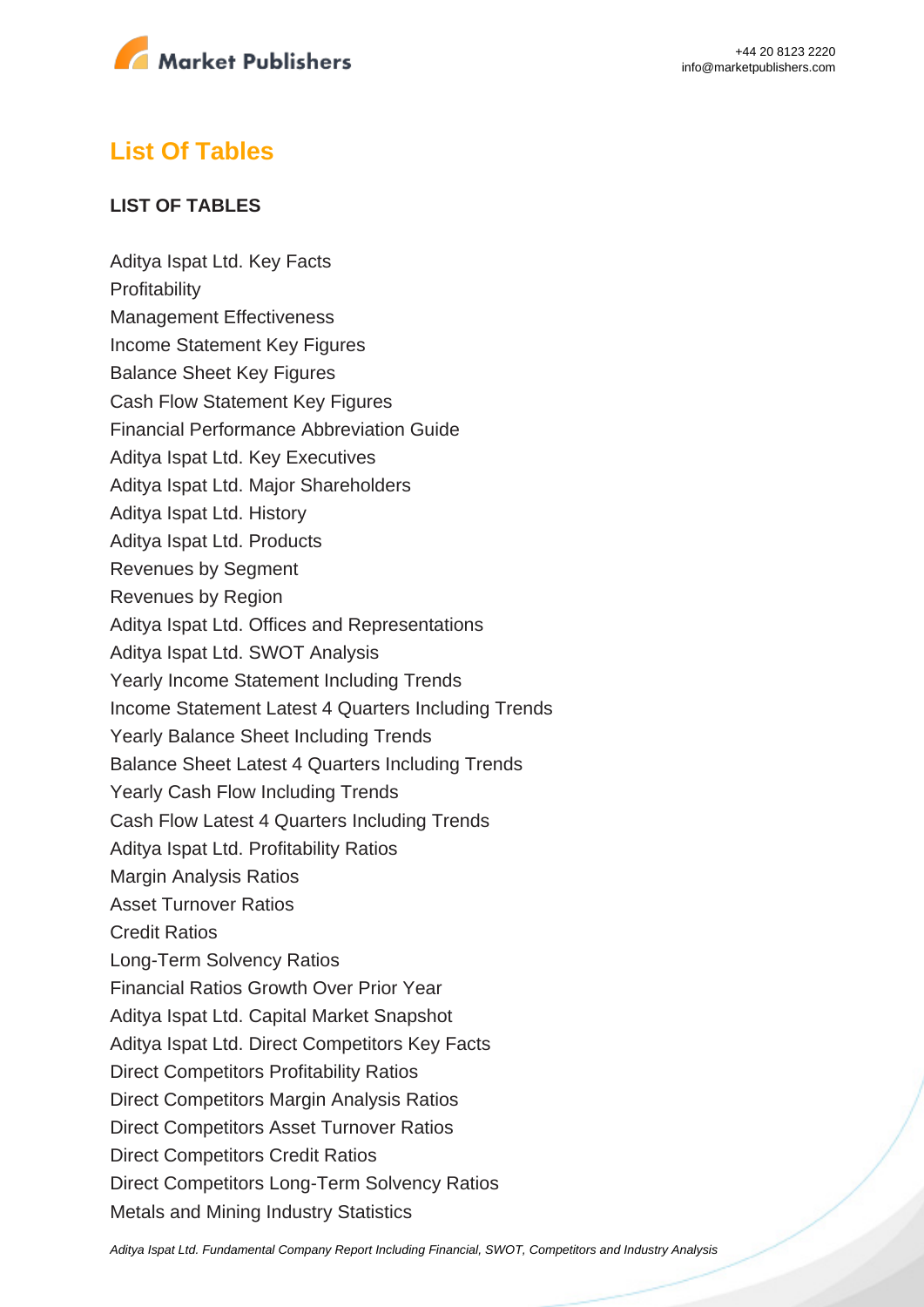## List Of Tables

### LIST OF TABLES

Aditya Ispat Ltd. Key Facts
Profitability
Management Effectiveness
Income Statement Key Figures
Balance Sheet Key Figures
Cash Flow Statement Key Figures
Financial Performance Abbreviation Guide
Aditya Ispat Ltd. Key Executives
Aditya Ispat Ltd. Major Shareholders
Aditya Ispat Ltd. History
Aditya Ispat Ltd. Products
Revenues by Segment
Revenues by Region
Aditya Ispat Ltd. Offices and Representations
Aditya Ispat Ltd. SWOT Analysis
Yearly Income Statement Including Trends
Income Statement Latest 4 Quarters Including Trends
Yearly Balance Sheet Including Trends
Balance Sheet Latest 4 Quarters Including Trends
Yearly Cash Flow Including Trends
Cash Flow Latest 4 Quarters Including Trends
Aditya Ispat Ltd. Profitability Ratios
Margin Analysis Ratios
Asset Turnover Ratios
Credit Ratios
Long-Term Solvency Ratios
Financial Ratios Growth Over Prior Year
Aditya Ispat Ltd. Capital Market Snapshot
Aditya Ispat Ltd. Direct Competitors Key Facts
Direct Competitors Profitability Ratios
Direct Competitors Margin Analysis Ratios
Direct Competitors Asset Turnover Ratios
Direct Competitors Credit Ratios
Direct Competitors Long-Term Solvency Ratios
Metals and Mining Industry Statistics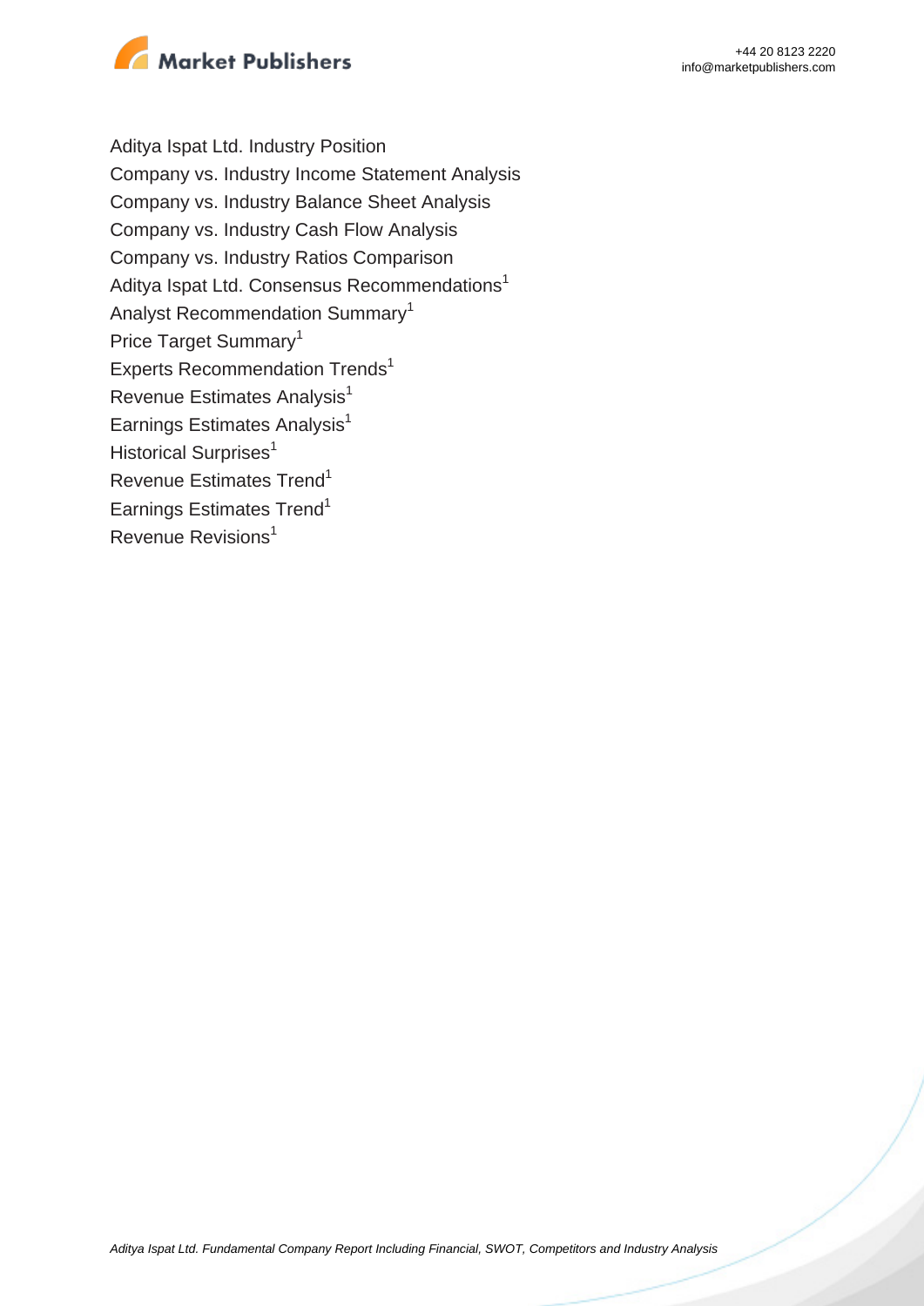Aditya Ispat Ltd. Industry Position
Company vs. Industry Income Statement Analysis
Company vs. Industry Balance Sheet Analysis
Company vs. Industry Cash Flow Analysis
Company vs. Industry Ratios Comparison
Aditya Ispat Ltd. Consensus Recommendations[1]
Analyst Recommendation Summary[1]
Price Target Summary[1]
Experts Recommendation Trends[1]
Revenue Estimates Analysis[1]
Earnings Estimates Analysis[1]
Historical Surprises[1]
Revenue Estimates Trend[1]
Earnings Estimates Trend[1]
Revenue Revisions[1]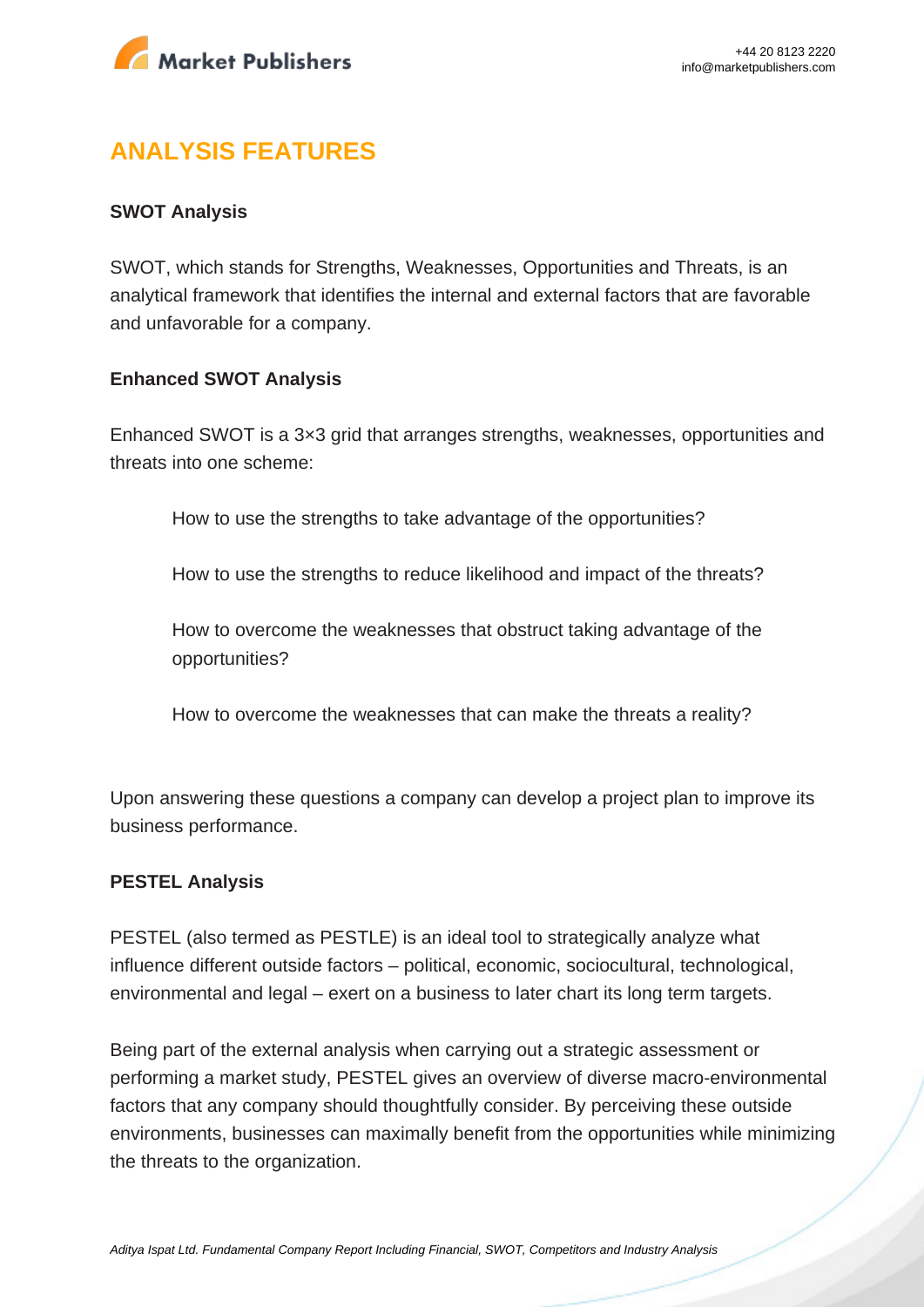## ANALYSIS FEATURES

**SWOT Analysis**

SWOT, which stands for Strengths, Weaknesses, Opportunities and Threats, is an analytical framework that identifies the internal and external factors that are favorable and unfavorable for a company.

**Enhanced SWOT Analysis**

Enhanced SWOT is a 3×3 grid that arranges strengths, weaknesses, opportunities and threats into one scheme:

How to use the strengths to take advantage of the opportunities?

How to use the strengths to reduce likelihood and impact of the threats?

How to overcome the weaknesses that obstruct taking advantage of the opportunities?

How to overcome the weaknesses that can make the threats a reality?

Upon answering these questions a company can develop a project plan to improve its business performance.

**PESTEL Analysis**

PESTEL (also termed as PESTLE) is an ideal tool to strategically analyze what influence different outside factors – political, economic, sociocultural, technological, environmental and legal – exert on a business to later chart its long term targets.

Being part of the external analysis when carrying out a strategic assessment or performing a market study, PESTEL gives an overview of diverse macro-environmental factors that any company should thoughtfully consider. By perceiving these outside environments, businesses can maximally benefit from the opportunities while minimizing the threats to the organization.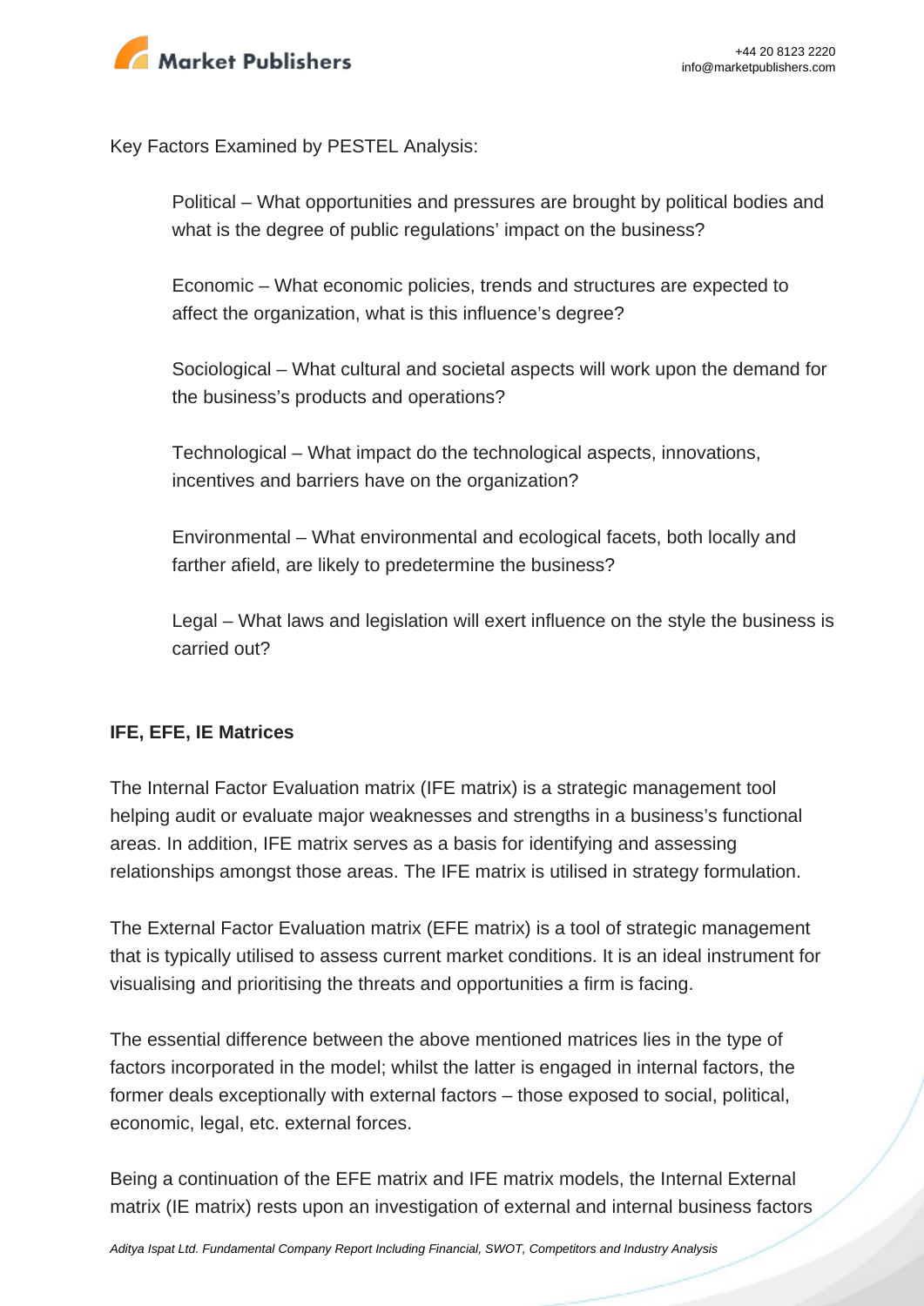Key Factors Examined by PESTEL Analysis:

> Political – What opportunities and pressures are brought by political bodies and what is the degree of public regulations' impact on the business?
>
> Economic – What economic policies, trends and structures are expected to affect the organization, what is this influence's degree?
>
> Sociological – What cultural and societal aspects will work upon the demand for the business's products and operations?
>
> Technological – What impact do the technological aspects, innovations, incentives and barriers have on the organization?
>
> Environmental – What environmental and ecological facets, both locally and farther afield, are likely to predetermine the business?
>
> Legal – What laws and legislation will exert influence on the style the business is carried out?

**IFE, EFE, IE Matrices**

The Internal Factor Evaluation matrix (IFE matrix) is a strategic management tool helping audit or evaluate major weaknesses and strengths in a business's functional areas. In addition, IFE matrix serves as a basis for identifying and assessing relationships amongst those areas. The IFE matrix is utilised in strategy formulation.

The External Factor Evaluation matrix (EFE matrix) is a tool of strategic management that is typically utilised to assess current market conditions. It is an ideal instrument for visualising and prioritising the threats and opportunities a firm is facing.

The essential difference between the above mentioned matrices lies in the type of factors incorporated in the model; whilst the latter is engaged in internal factors, the former deals exceptionally with external factors – those exposed to social, political, economic, legal, etc. external forces.

Being a continuation of the EFE matrix and IFE matrix models, the Internal External matrix (IE matrix) rests upon an investigation of external and internal business factors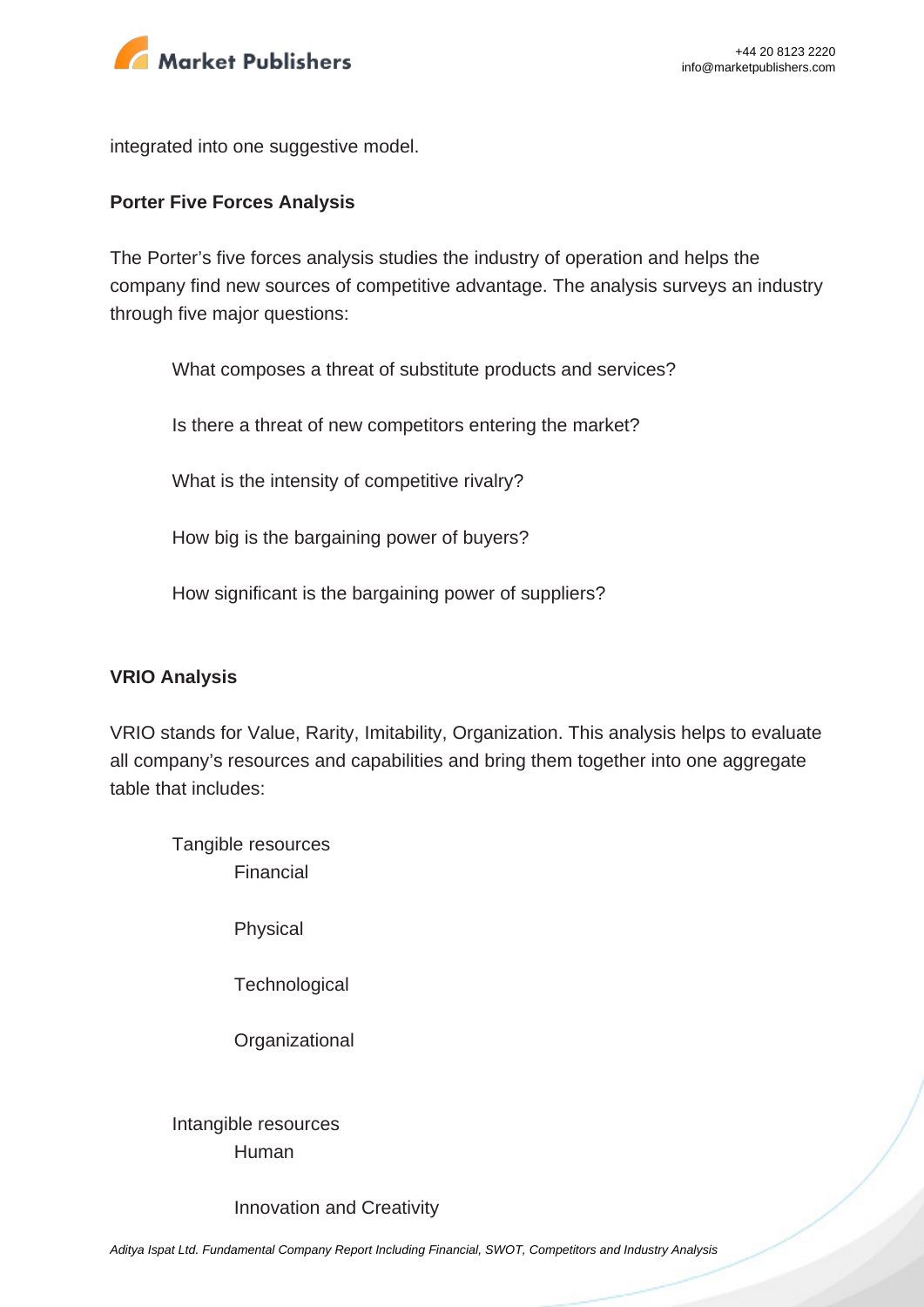integrated into one suggestive model.

**Porter Five Forces Analysis**

The Porter's five forces analysis studies the industry of operation and helps the company find new sources of competitive advantage. The analysis surveys an industry through five major questions:

- What composes a threat of substitute products and services?
- Is there a threat of new competitors entering the market?
- What is the intensity of competitive rivalry?
- How big is the bargaining power of buyers?
- How significant is the bargaining power of suppliers?

**VRIO Analysis**

VRIO stands for Value, Rarity, Imitability, Organization. This analysis helps to evaluate all company's resources and capabilities and bring them together into one aggregate table that includes:

- Tangible resources
  - Financial
  - Physical
  - Technological
  - Organizational
- Intangible resources
  - Human
  - Innovation and Creativity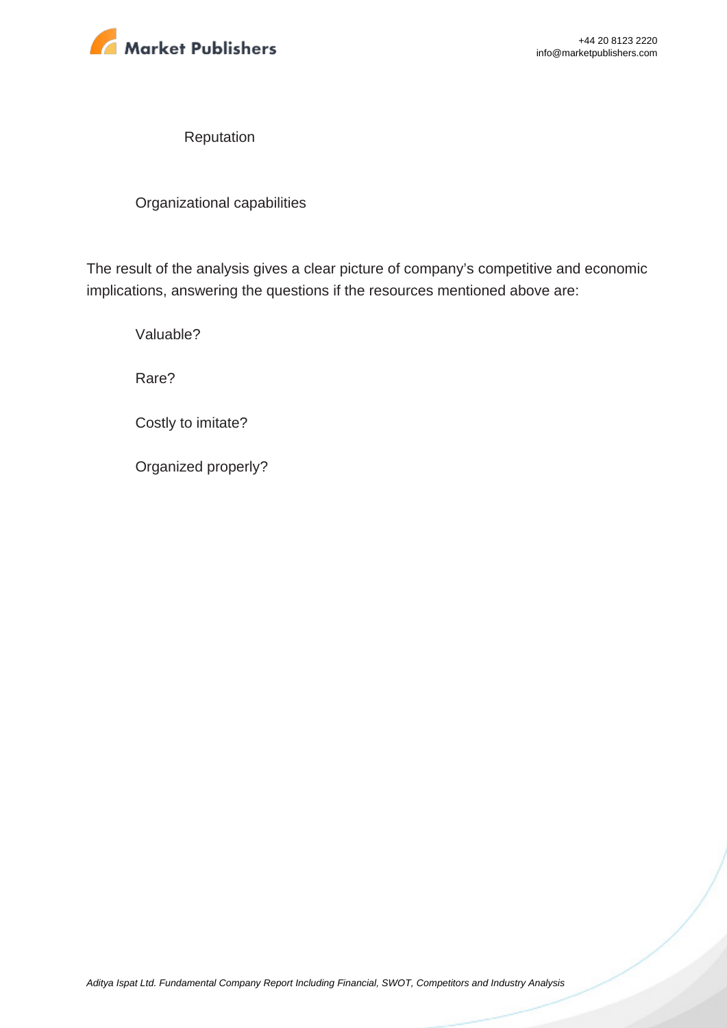- Reputation
- Organizational capabilities

The result of the analysis gives a clear picture of company's competitive and economic implications, answering the questions if the resources mentioned above are:

- Valuable?
- Rare?
- Costly to imitate?
- Organized properly?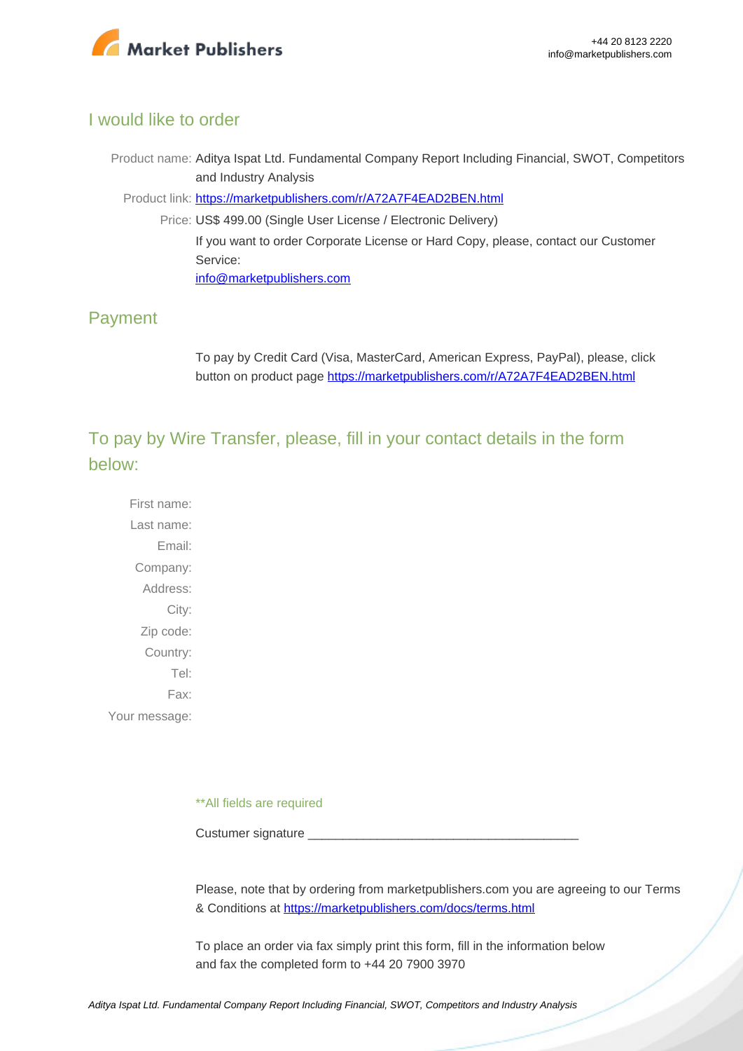## I would like to order

Product name: Aditya Ispat Ltd. Fundamental Company Report Including Financial, SWOT, Competitors and Industry Analysis

Product link: [https://marketpublishers.com/r/A72A7F4EAD2BEN.html](https://marketpublishers.com/r/A72A7F4EAD2BEN.html)

Price: US$ 499.00 (Single User License / Electronic Delivery)

If you want to order Corporate License or Hard Copy, please, contact our Customer Service:

[info@marketpublishers.com](mailto:info@marketpublishers.com)

## Payment

To pay by Credit Card (Visa, MasterCard, American Express, PayPal), please, click button on product page [https://marketpublishers.com/r/A72A7F4EAD2BEN.html](https://marketpublishers.com/r/A72A7F4EAD2BEN.html)

## To pay by Wire Transfer, please, fill in your contact details in the form below:

First name:
Last name:
Email:
Company:
Address:
City:
Zip code:
Country:
Tel:
Fax:
Your message:

**All fields are required

Custumer signature _______________________________________

Please, note that by ordering from marketpublishers.com you are agreeing to our Terms & Conditions at [https://marketpublishers.com/docs/terms.html](https://marketpublishers.com/docs/terms.html)

To place an order via fax simply print this form, fill in the information below and fax the completed form to +44 20 7900 3970